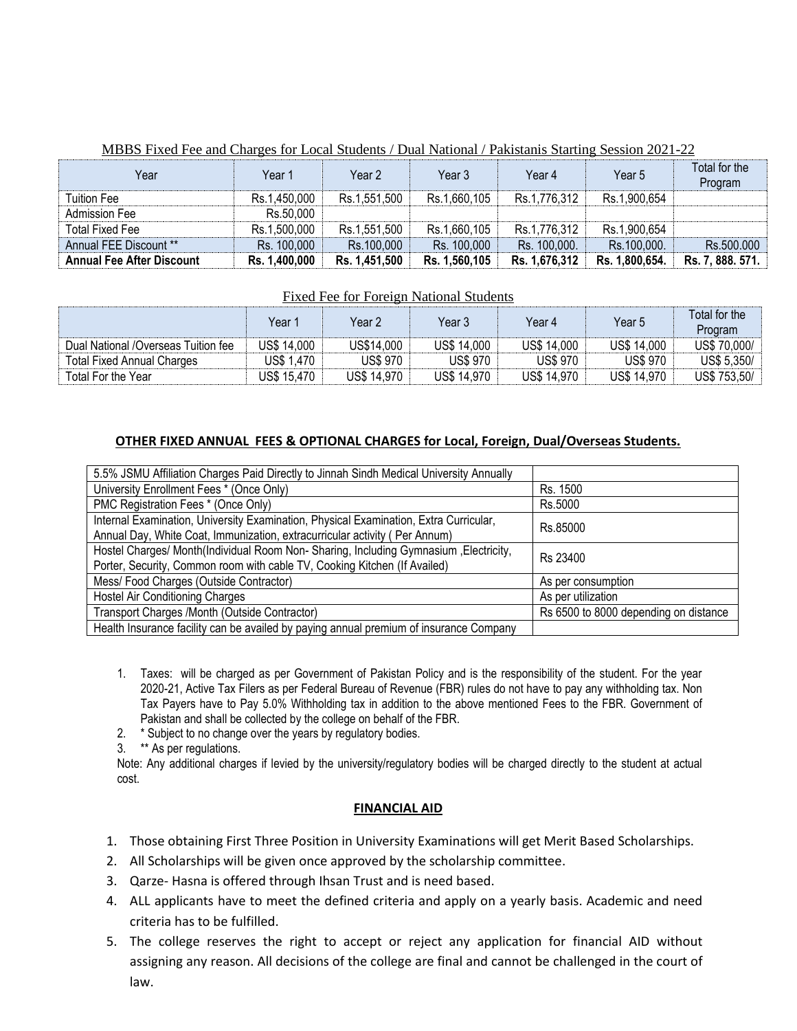MBBS Fixed Fee and Charges for Local Students / Dual National / Pakistanis Starting Session 2021-22

| Year | Year 1 | Year 2 | Year 3 | Year 4 | Year 5 | Total for the Program |
|---|---|---|---|---|---|---|
| Tuition Fee | Rs.1,450,000 | Rs.1,551,500 | Rs.1,660,105 | Rs.1,776,312 | Rs.1,900,654 | |
| Admission Fee | Rs.50,000 | | | | | |
| Total Fixed Fee | Rs.1,500,000 | Rs.1,551,500 | Rs.1,660,105 | Rs.1,776,312 | Rs.1,900,654 | |
| Annual FEE Discount ** | Rs. 100,000 | Rs.100,000 | Rs. 100,000 | Rs. 100,000. | Rs.100,000. | Rs.500.000 |
| **Annual Fee After Discount** | **Rs. 1,400,000** | **Rs. 1,451,500** | **Rs. 1,560,105** | **Rs. 1,676,312** | **Rs. 1,800,654.** | **Rs. 7, 888. 571.** |

Fixed Fee for Foreign National Students

| | Year 1 | Year 2 | Year 3 | Year 4 | Year 5 | Total for the Program |
|---|---|---|---|---|---|---|
| Dual National /Overseas Tuition fee | US$ 14,000 | US$14,000 | US$ 14,000 | US$ 14,000 | US$ 14,000 | US$ 70,000/ |
| Total Fixed Annual Charges | US$ 1,470 | US$ 970 | US$ 970 | US$ 970 | US$ 970 | US$ 5,350/ |
| Total For the Year | US$ 15,470 | US$ 14,970 | US$ 14,970 | US$ 14,970 | US$ 14,970 | US$ 753,50/ |

**OTHER FIXED ANNUAL FEES & OPTIONAL CHARGES for Local, Foreign, Dual/Overseas Students.**

| | |
|---|---|
| 5.5% JSMU Affiliation Charges Paid Directly to Jinnah Sindh Medical University Annually | |
| University Enrollment Fees * (Once Only) | Rs. 1500 |
| PMC Registration Fees * (Once Only) | Rs.5000 |
| Internal Examination, University Examination, Physical Examination, Extra Curricular, Annual Day, White Coat, Immunization, extracurricular activity ( Per Annum) | Rs.85000 |
| Hostel Charges/ Month(Individual Room Non- Sharing, Including Gymnasium ,Electricity, Porter, Security, Common room with cable TV, Cooking Kitchen (If Availed) | Rs 23400 |
| Mess/ Food Charges (Outside Contractor) | As per consumption |
| Hostel Air Conditioning Charges | As per utilization |
| Transport Charges /Month (Outside Contractor) | Rs 6500 to 8000 depending on distance |
| Health Insurance facility can be availed by paying annual premium of insurance Company | |

1. Taxes: will be charged as per Government of Pakistan Policy and is the responsibility of the student. For the year 2020-21, Active Tax Filers as per Federal Bureau of Revenue (FBR) rules do not have to pay any withholding tax. Non Tax Payers have to Pay 5.0% Withholding tax in addition to the above mentioned Fees to the FBR. Government of Pakistan and shall be collected by the college on behalf of the FBR.
2. * Subject to no change over the years by regulatory bodies.
3. ** As per regulations.

Note: Any additional charges if levied by the university/regulatory bodies will be charged directly to the student at actual cost.

**FINANCIAL AID**

1. Those obtaining First Three Position in University Examinations will get Merit Based Scholarships.
2. All Scholarships will be given once approved by the scholarship committee.
3. Qarze- Hasna is offered through Ihsan Trust and is need based.
4. ALL applicants have to meet the defined criteria and apply on a yearly basis. Academic and need criteria has to be fulfilled.
5. The college reserves the right to accept or reject any application for financial AID without assigning any reason. All decisions of the college are final and cannot be challenged in the court of law.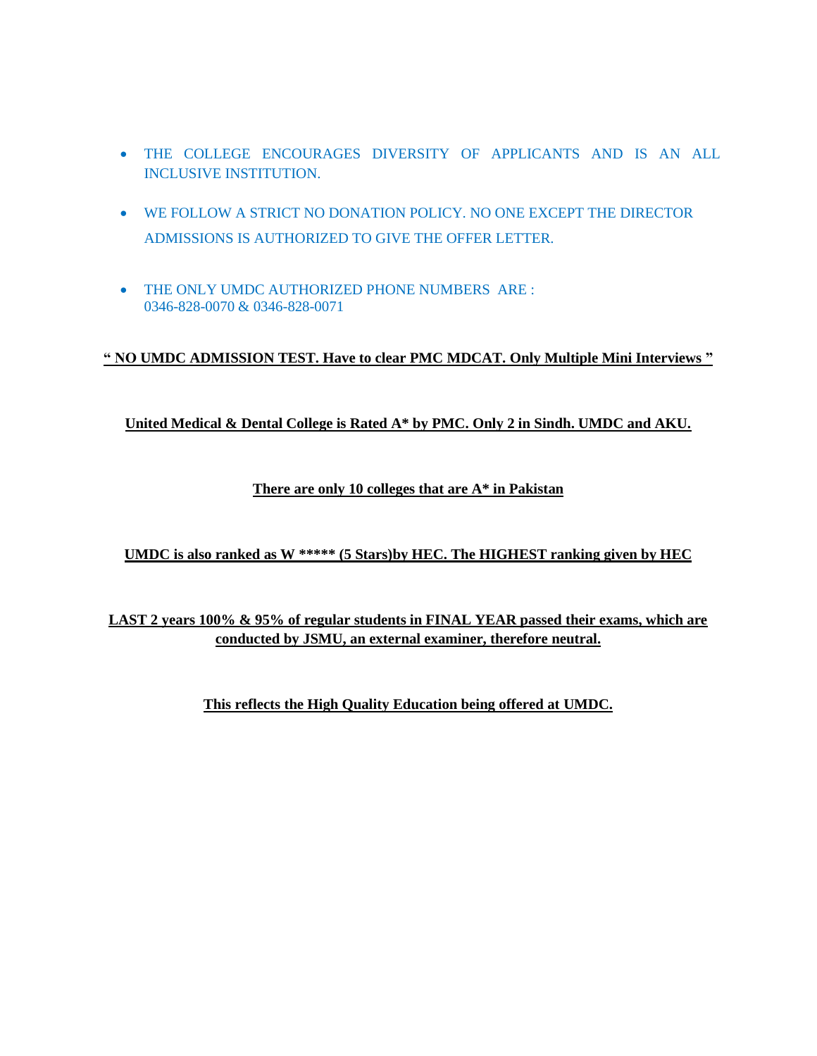- THE COLLEGE ENCOURAGES DIVERSITY OF APPLICANTS AND IS AN ALL INCLUSIVE INSTITUTION.
- WE FOLLOW A STRICT NO DONATION POLICY. NO ONE EXCEPT THE DIRECTOR ADMISSIONS IS AUTHORIZED TO GIVE THE OFFER LETTER.
- THE ONLY UMDC AUTHORIZED PHONE NUMBERS ARE : 0346-828-0070 & 0346-828-0071

**" NO UMDC ADMISSION TEST. Have to clear PMC MDCAT. Only Multiple Mini Interviews "**

**United Medical & Dental College is Rated A* by PMC. Only 2 in Sindh. UMDC and AKU.**

**There are only 10 colleges that are A* in Pakistan**

**UMDC is also ranked as W ***** (5 Stars)by HEC. The HIGHEST ranking given by HEC**

**LAST 2 years 100% & 95% of regular students in FINAL YEAR passed their exams, which are conducted by JSMU, an external examiner, therefore neutral.**

**This reflects the High Quality Education being offered at UMDC.**